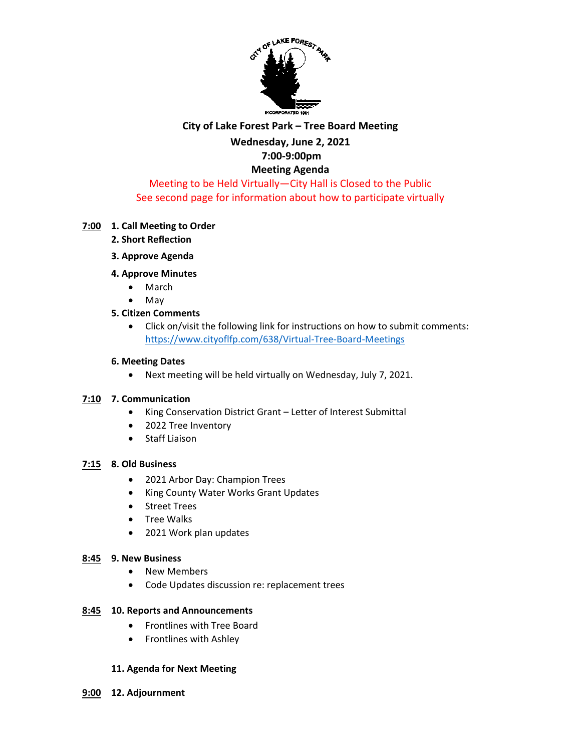**City of Lake Forest Park – Tree Board Meeting**

**Wednesday, June 2, 2021**

**7:00-9:00pm**

**Meeting Agenda**

Meeting to be Held Virtually—City Hall is Closed to the Public

See second page for information about how to participate virtually

**7:00** **1. Call Meeting to Order**

**2. Short Reflection**

**3. Approve Agenda**

**4. Approve Minutes**

- March
- May

**5. Citizen Comments**

- Click on/visit the following link for instructions on how to submit comments: https://www.cityoflfp.com/638/Virtual-Tree-Board-Meetings

**6. Meeting Dates**

- Next meeting will be held virtually on Wednesday, July 7, 2021.

**7:10** **7. Communication**

- King Conservation District Grant – Letter of Interest Submittal
- 2022 Tree Inventory
- Staff Liaison

**7:15** **8. Old Business**

- 2021 Arbor Day: Champion Trees
- King County Water Works Grant Updates
- Street Trees
- Tree Walks
- 2021 Work plan updates

**8:45** **9. New Business**

- New Members
- Code Updates discussion re: replacement trees

**8:45** **10. Reports and Announcements**

- Frontlines with Tree Board
- Frontlines with Ashley

**11. Agenda for Next Meeting**

**9:00** **12. Adjournment**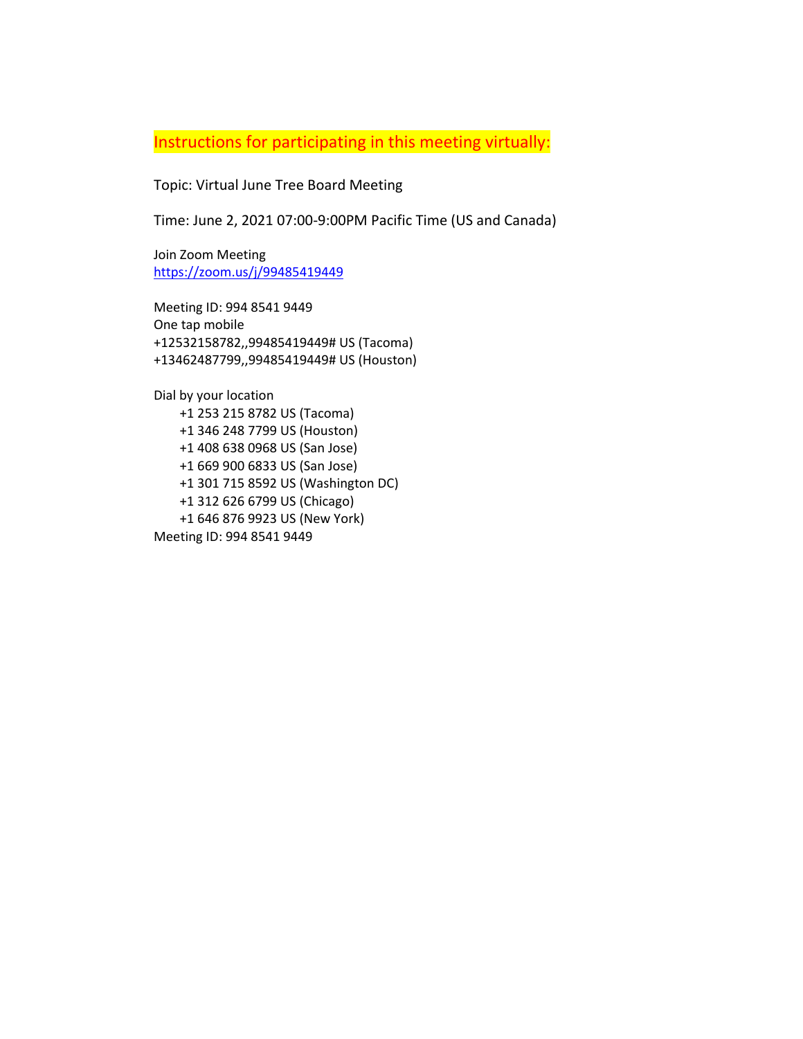Instructions for participating in this meeting virtually:

Topic: Virtual June Tree Board Meeting

Time: June 2, 2021 07:00-9:00PM Pacific Time (US and Canada)

Join Zoom Meeting
https://zoom.us/j/99485419449

Meeting ID: 994 8541 9449
One tap mobile
+12532158782,,99485419449# US (Tacoma)
+13462487799,,99485419449# US (Houston)

Dial by your location
- +1 253 215 8782 US (Tacoma)
- +1 346 248 7799 US (Houston)
- +1 408 638 0968 US (San Jose)
- +1 669 900 6833 US (San Jose)
- +1 301 715 8592 US (Washington DC)
- +1 312 626 6799 US (Chicago)
- +1 646 876 9923 US (New York)

Meeting ID: 994 8541 9449